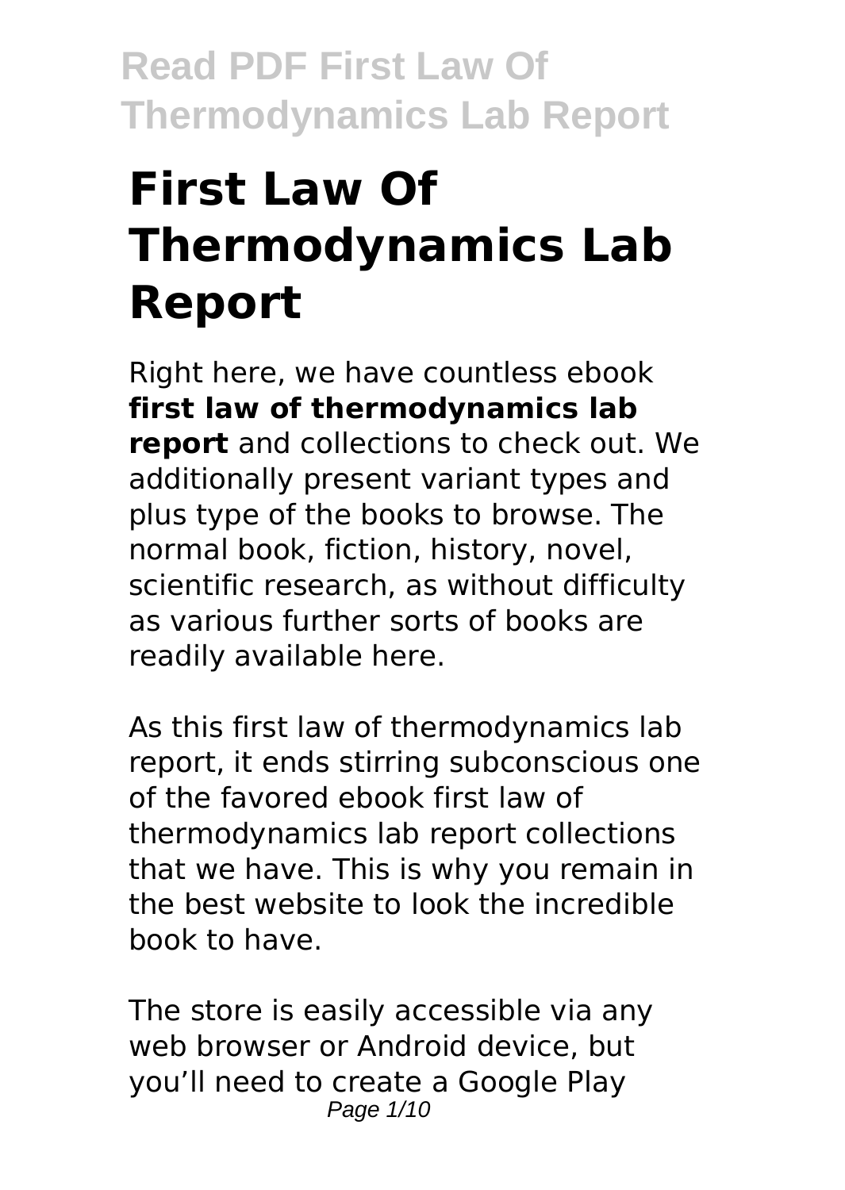# First Law Of Thermodynamics Lab Report

Right here, we have countless ebook **first law of thermodynamics lab report** and collections to check out. We additionally present variant types and plus type of the books to browse. The normal book, fiction, history, novel, scientific research, as without difficulty as various further sorts of books are readily available here.

As this first law of thermodynamics lab report, it ends stirring subconscious one of the favored ebook first law of thermodynamics lab report collections that we have. This is why you remain in the best website to look the incredible book to have.

The store is easily accessible via any web browser or Android device, but you'll need to create a Google Play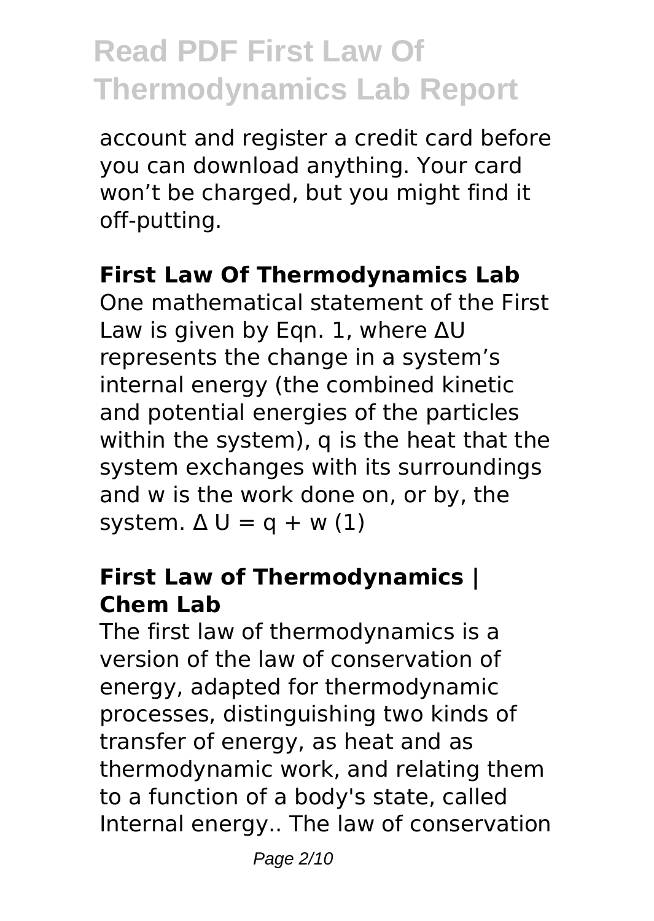account and register a credit card before you can download anything. Your card won't be charged, but you might find it off-putting.

## First Law Of Thermodynamics Lab

One mathematical statement of the First Law is given by Eqn. 1, where $\Delta U$ represents the change in a system's internal energy (the combined kinetic and potential energies of the particles within the system), q is the heat that the system exchanges with its surroundings and w is the work done on, or by, the system. $\Delta U = q + w$ (1)

## First Law of Thermodynamics | Chem Lab

The first law of thermodynamics is a version of the law of conservation of energy, adapted for thermodynamic processes, distinguishing two kinds of transfer of energy, as heat and as thermodynamic work, and relating them to a function of a body's state, called Internal energy.. The law of conservation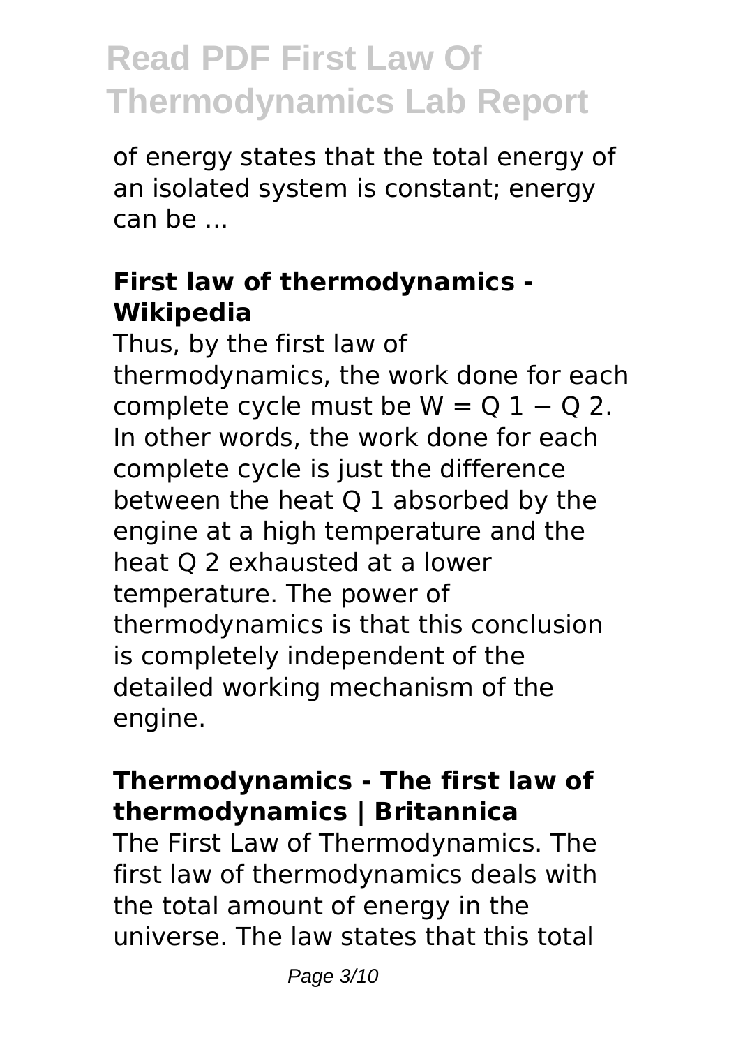of energy states that the total energy of an isolated system is constant; energy can be ...

### First law of thermodynamics - Wikipedia

Thus, by the first law of thermodynamics, the work done for each complete cycle must be $W = Q_1 - Q_2$. In other words, the work done for each complete cycle is just the difference between the heat $Q_1$ absorbed by the engine at a high temperature and the heat $Q_2$ exhausted at a lower temperature. The power of thermodynamics is that this conclusion is completely independent of the detailed working mechanism of the engine.

### Thermodynamics - The first law of thermodynamics | Britannica

The First Law of Thermodynamics. The first law of thermodynamics deals with the total amount of energy in the universe. The law states that this total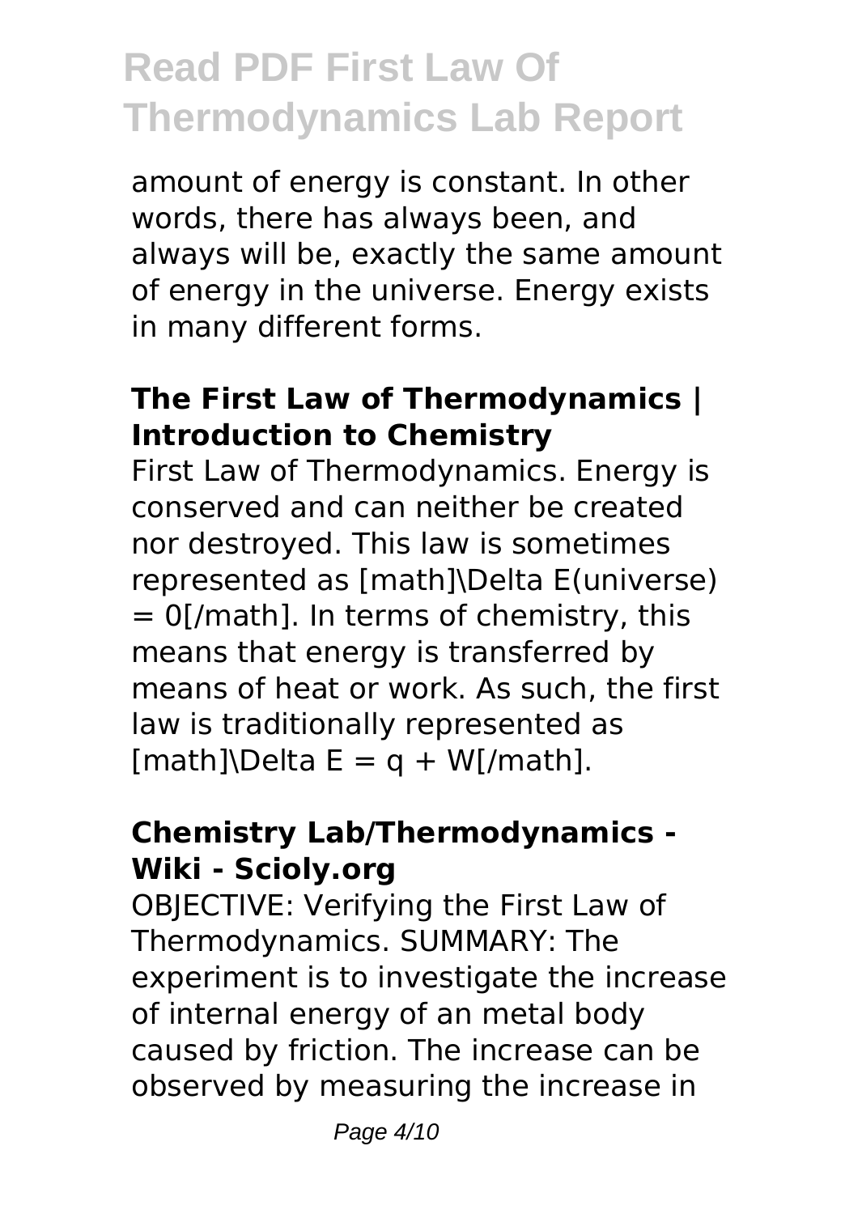amount of energy is constant. In other words, there has always been, and always will be, exactly the same amount of energy in the universe. Energy exists in many different forms.

### The First Law of Thermodynamics | Introduction to Chemistry

First Law of Thermodynamics. Energy is conserved and can neither be created nor destroyed. This law is sometimes represented as [math]\Delta E(universe) = 0[/math]. In terms of chemistry, this means that energy is transferred by means of heat or work. As such, the first law is traditionally represented as [math]\Delta E = q + W[/math].

### Chemistry Lab/Thermodynamics - Wiki - Scioly.org

OBJECTIVE: Verifying the First Law of Thermodynamics. SUMMARY: The experiment is to investigate the increase of internal energy of an metal body caused by friction. The increase can be observed by measuring the increase in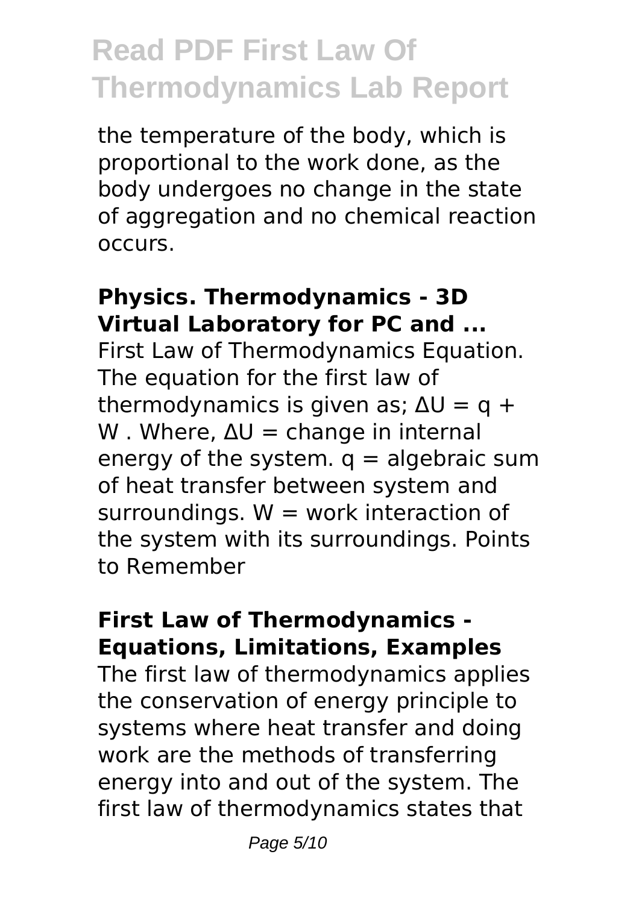the temperature of the body, which is proportional to the work done, as the body undergoes no change in the state of aggregation and no chemical reaction occurs.

**Physics. Thermodynamics - 3D Virtual Laboratory for PC and ...**

First Law of Thermodynamics Equation. The equation for the first law of thermodynamics is given as; $\Delta U = q + W$ . Where, $\Delta U$ = change in internal energy of the system. $q$ = algebraic sum of heat transfer between system and surroundings. $W$ = work interaction of the system with its surroundings. Points to Remember

**First Law of Thermodynamics - Equations, Limitations, Examples**

The first law of thermodynamics applies the conservation of energy principle to systems where heat transfer and doing work are the methods of transferring energy into and out of the system. The first law of thermodynamics states that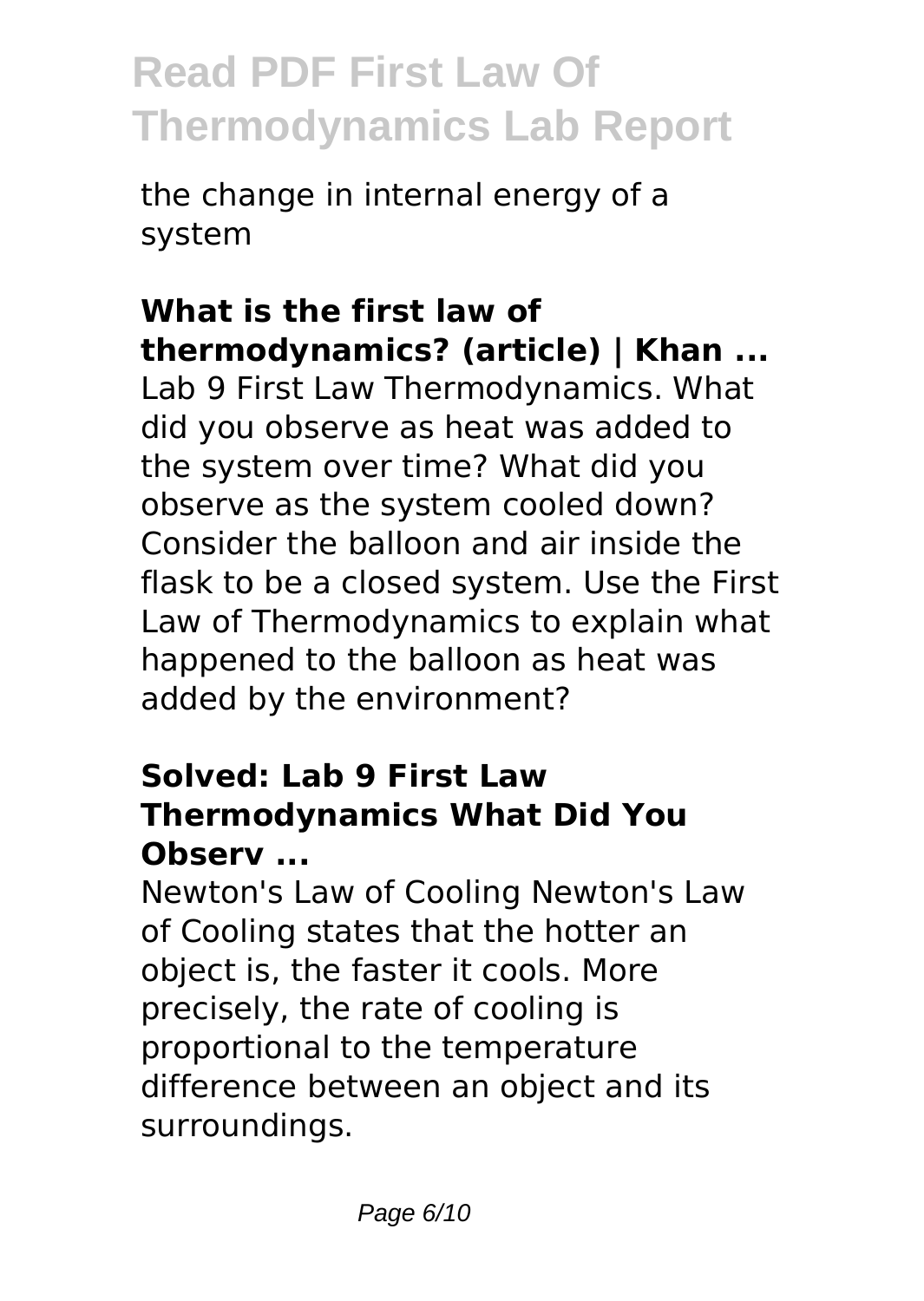the change in internal energy of a system

### What is the first law of thermodynamics? (article) | Khan ...

Lab 9 First Law Thermodynamics. What did you observe as heat was added to the system over time? What did you observe as the system cooled down? Consider the balloon and air inside the flask to be a closed system. Use the First Law of Thermodynamics to explain what happened to the balloon as heat was added by the environment?

### Solved: Lab 9 First Law Thermodynamics What Did You Observ ...

Newton's Law of Cooling Newton's Law of Cooling states that the hotter an object is, the faster it cools. More precisely, the rate of cooling is proportional to the temperature difference between an object and its surroundings.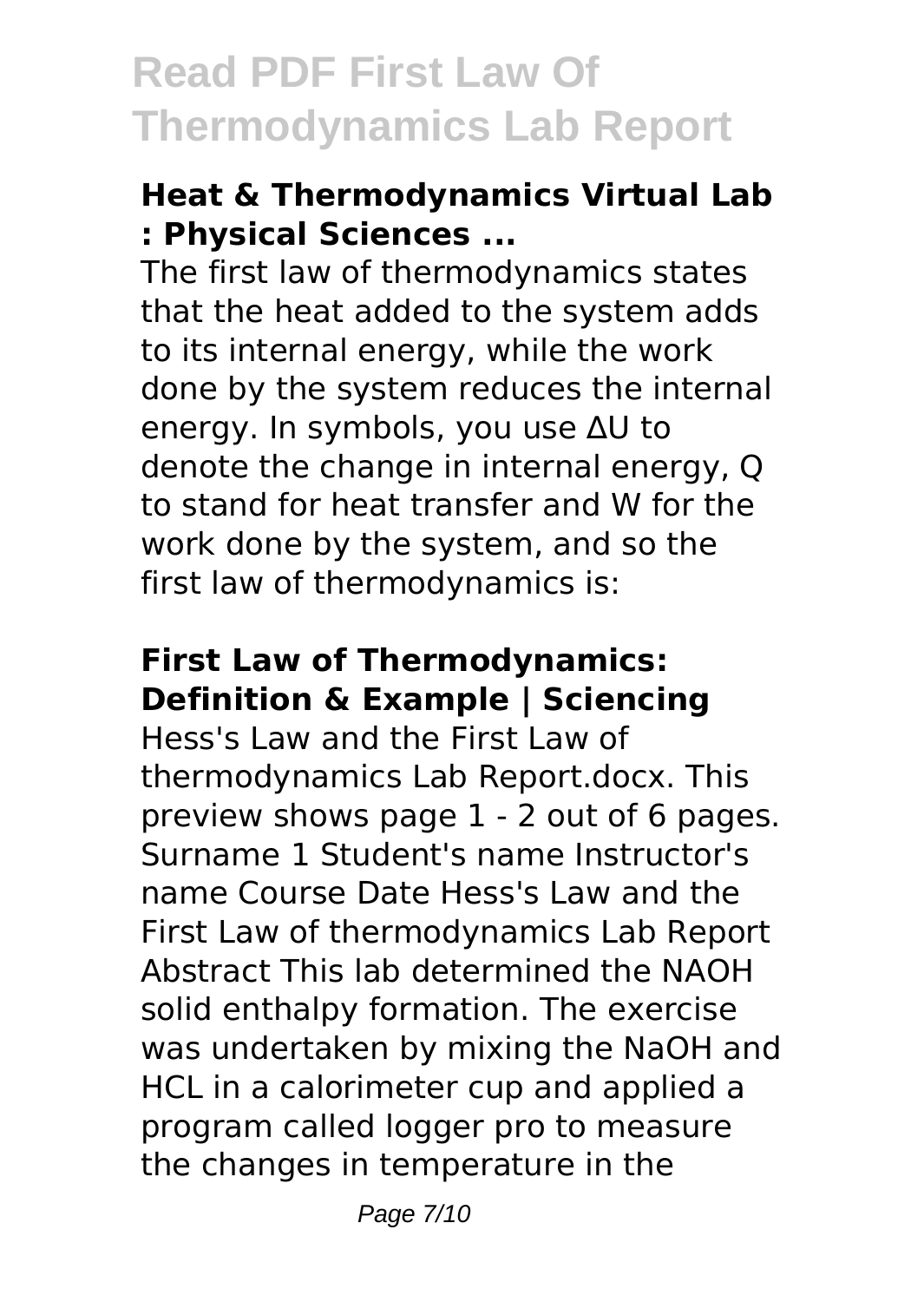### Heat & Thermodynamics Virtual Lab : Physical Sciences ...

The first law of thermodynamics states that the heat added to the system adds to its internal energy, while the work done by the system reduces the internal energy. In symbols, you use $\Delta U$ to denote the change in internal energy, Q to stand for heat transfer and W for the work done by the system, and so the first law of thermodynamics is:

### First Law of Thermodynamics: Definition & Example | Sciencing

Hess's Law and the First Law of thermodynamics Lab Report.docx. This preview shows page 1 - 2 out of 6 pages. Surname 1 Student's name Instructor's name Course Date Hess's Law and the First Law of thermodynamics Lab Report Abstract This lab determined the NAOH solid enthalpy formation. The exercise was undertaken by mixing the NaOH and HCL in a calorimeter cup and applied a program called logger pro to measure the changes in temperature in the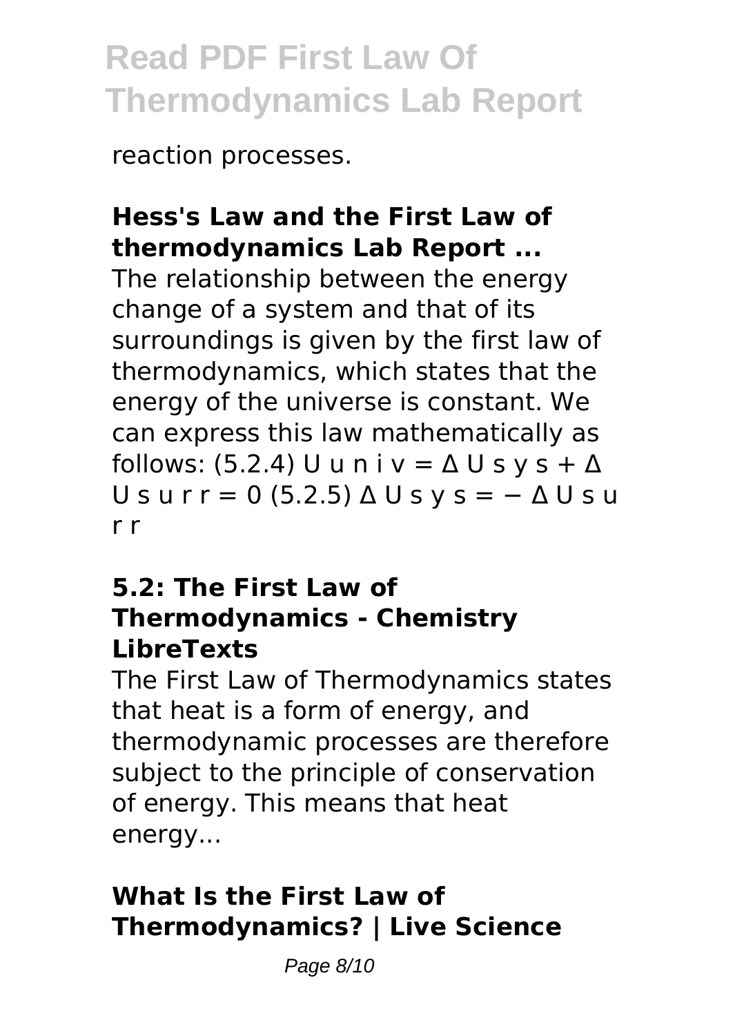reaction processes.

## Hess's Law and the First Law of thermodynamics Lab Report ...

The relationship between the energy change of a system and that of its surroundings is given by the first law of thermodynamics, which states that the energy of the universe is constant. We can express this law mathematically as follows: (5.2.4) $U_{univ} = \Delta U_{sys} + \Delta U_{surr} = 0$ (5.2.5) $\Delta U_{sys} = -\Delta U_{surr}$

## 5.2: The First Law of Thermodynamics - Chemistry LibreTexts

The First Law of Thermodynamics states that heat is a form of energy, and thermodynamic processes are therefore subject to the principle of conservation of energy. This means that heat energy...

## What Is the First Law of Thermodynamics? | Live Science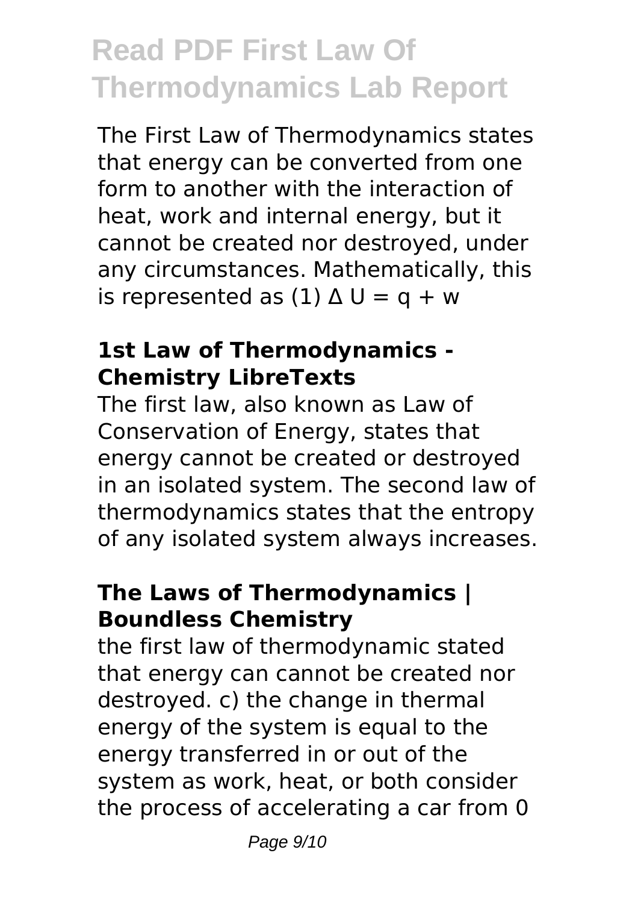# Read PDF First Law Of Thermodynamics Lab Report

The First Law of Thermodynamics states that energy can be converted from one form to another with the interaction of heat, work and internal energy, but it cannot be created nor destroyed, under any circumstances. Mathematically, this is represented as (1) $\Delta U = q + w$

### 1st Law of Thermodynamics - Chemistry LibreTexts

The first law, also known as Law of Conservation of Energy, states that energy cannot be created or destroyed in an isolated system. The second law of thermodynamics states that the entropy of any isolated system always increases.

### The Laws of Thermodynamics | Boundless Chemistry

the first law of thermodynamic stated that energy can cannot be created nor destroyed. c) the change in thermal energy of the system is equal to the energy transferred in or out of the system as work, heat, or both consider the process of accelerating a car from 0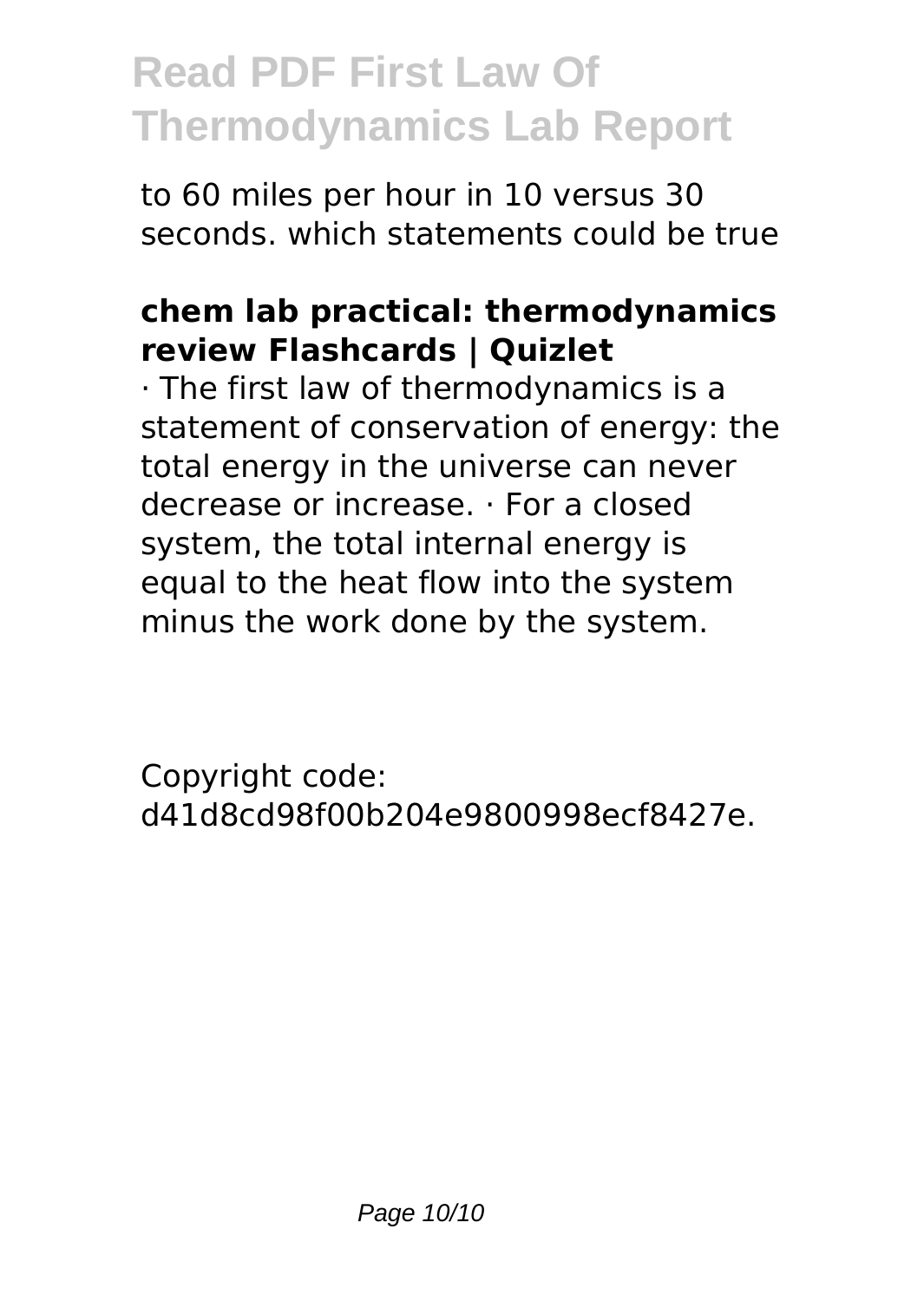to 60 miles per hour in 10 versus 30 seconds. which statements could be true

**chem lab practical: thermodynamics review Flashcards | Quizlet**

· The first law of thermodynamics is a statement of conservation of energy: the total energy in the universe can never decrease or increase. · For a closed system, the total internal energy is equal to the heat flow into the system minus the work done by the system.

Copyright code: d41d8cd98f00b204e9800998ecf8427e.